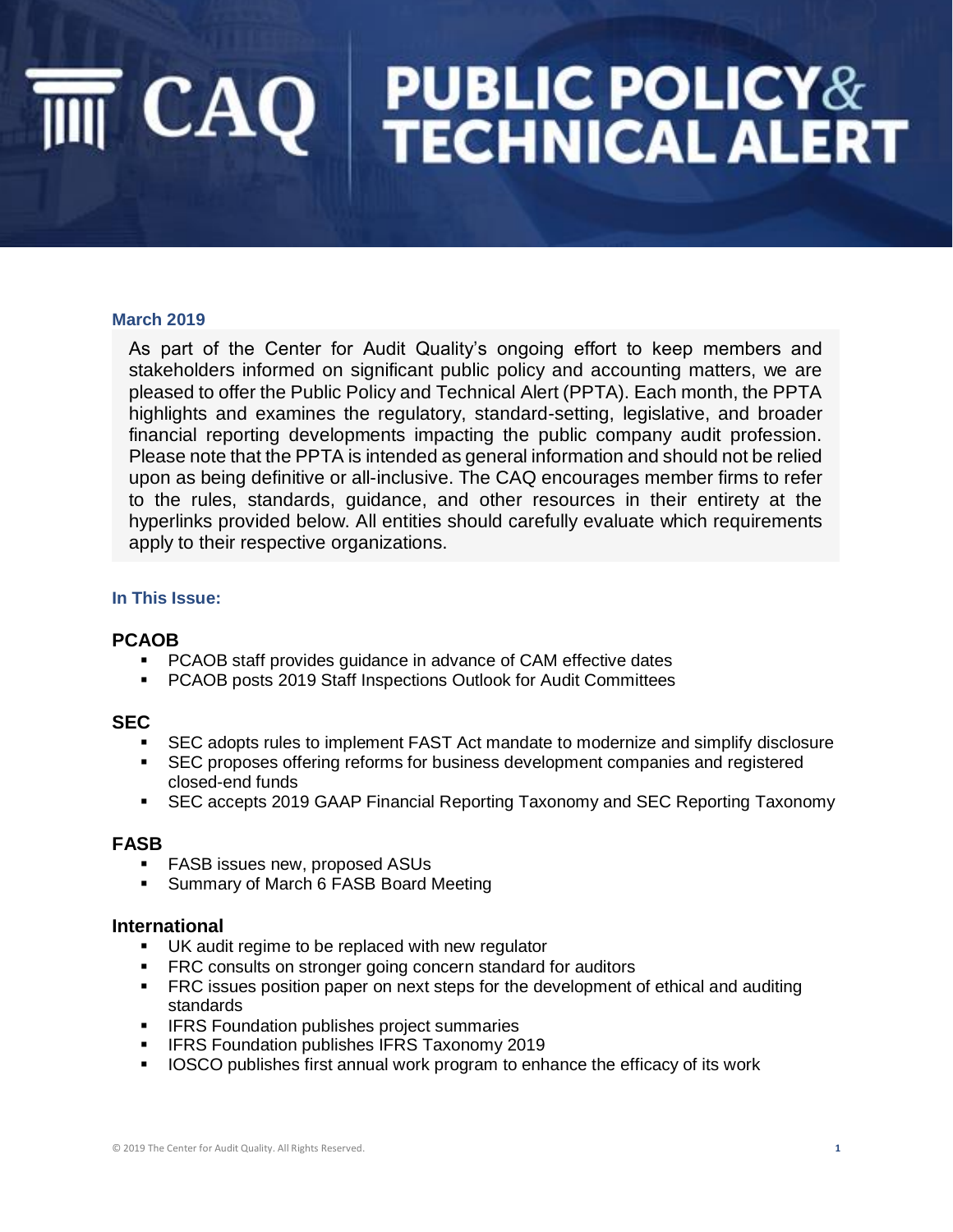# CAQ PUBLIC POLICY & TECHNICAL ALERT

**March 2019**

As part of the Center for Audit Quality's ongoing effort to keep members and stakeholders informed on significant public policy and accounting matters, we are pleased to offer the Public Policy and Technical Alert (PPTA). Each month, the PPTA highlights and examines the regulatory, standard-setting, legislative, and broader financial reporting developments impacting the public company audit profession. Please note that the PPTA is intended as general information and should not be relied upon as being definitive or all-inclusive. The CAQ encourages member firms to refer to the rules, standards, guidance, and other resources in their entirety at the hyperlinks provided below. All entities should carefully evaluate which requirements apply to their respective organizations.

**In This Issue:**

### PCAOB

- PCAOB staff provides guidance in advance of CAM effective dates
- PCAOB posts 2019 Staff Inspections Outlook for Audit Committees

### SEC

- SEC adopts rules to implement FAST Act mandate to modernize and simplify disclosure
- SEC proposes offering reforms for business development companies and registered closed-end funds
- SEC accepts 2019 GAAP Financial Reporting Taxonomy and SEC Reporting Taxonomy

### FASB

- FASB issues new, proposed ASUs
- Summary of March 6 FASB Board Meeting

### International

- UK audit regime to be replaced with new regulator
- FRC consults on stronger going concern standard for auditors
- FRC issues position paper on next steps for the development of ethical and auditing standards
- IFRS Foundation publishes project summaries
- IFRS Foundation publishes IFRS Taxonomy 2019
- IOSCO publishes first annual work program to enhance the efficacy of its work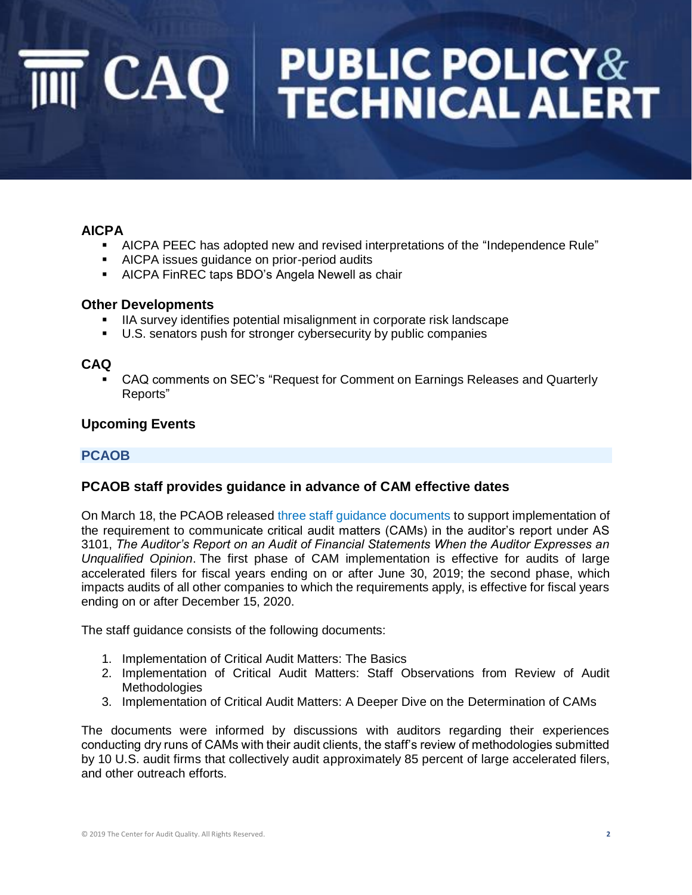### AICPA

- AICPA PEEC has adopted new and revised interpretations of the "Independence Rule"
- AICPA issues guidance on prior-period audits
- AICPA FinREC taps BDO's Angela Newell as chair

### Other Developments

- IIA survey identifies potential misalignment in corporate risk landscape
- U.S. senators push for stronger cybersecurity by public companies

### CAQ

- CAQ comments on SEC's "Request for Comment on Earnings Releases and Quarterly Reports"

### Upcoming Events

## PCAOB

### PCAOB staff provides guidance in advance of CAM effective dates

On March 18, the PCAOB released three staff guidance documents to support implementation of the requirement to communicate critical audit matters (CAMs) in the auditor's report under AS 3101, *The Auditor's Report on an Audit of Financial Statements When the Auditor Expresses an Unqualified Opinion*. The first phase of CAM implementation is effective for audits of large accelerated filers for fiscal years ending on or after June 30, 2019; the second phase, which impacts audits of all other companies to which the requirements apply, is effective for fiscal years ending on or after December 15, 2020.

The staff guidance consists of the following documents:

1. Implementation of Critical Audit Matters: The Basics
2. Implementation of Critical Audit Matters: Staff Observations from Review of Audit Methodologies
3. Implementation of Critical Audit Matters: A Deeper Dive on the Determination of CAMs

The documents were informed by discussions with auditors regarding their experiences conducting dry runs of CAMs with their audit clients, the staff's review of methodologies submitted by 10 U.S. audit firms that collectively audit approximately 85 percent of large accelerated filers, and other outreach efforts.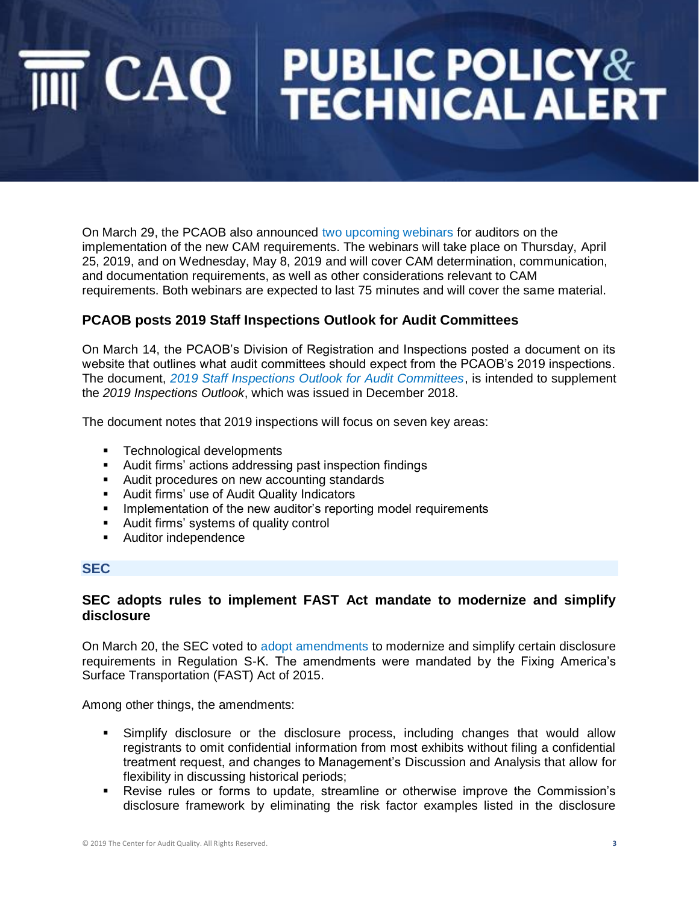On March 29, the PCAOB also announced two upcoming webinars for auditors on the implementation of the new CAM requirements. The webinars will take place on Thursday, April 25, 2019, and on Wednesday, May 8, 2019 and will cover CAM determination, communication, and documentation requirements, as well as other considerations relevant to CAM requirements. Both webinars are expected to last 75 minutes and will cover the same material.

### PCAOB posts 2019 Staff Inspections Outlook for Audit Committees

On March 14, the PCAOB's Division of Registration and Inspections posted a document on its website that outlines what audit committees should expect from the PCAOB's 2019 inspections. The document, *2019 Staff Inspections Outlook for Audit Committees*, is intended to supplement the *2019 Inspections Outlook*, which was issued in December 2018.

The document notes that 2019 inspections will focus on seven key areas:

- Technological developments
- Audit firms' actions addressing past inspection findings
- Audit procedures on new accounting standards
- Audit firms' use of Audit Quality Indicators
- Implementation of the new auditor's reporting model requirements
- Audit firms' systems of quality control
- Auditor independence

## SEC

### SEC adopts rules to implement FAST Act mandate to modernize and simplify disclosure

On March 20, the SEC voted to adopt amendments to modernize and simplify certain disclosure requirements in Regulation S-K. The amendments were mandated by the Fixing America's Surface Transportation (FAST) Act of 2015.

Among other things, the amendments:

- Simplify disclosure or the disclosure process, including changes that would allow registrants to omit confidential information from most exhibits without filing a confidential treatment request, and changes to Management's Discussion and Analysis that allow for flexibility in discussing historical periods;
- Revise rules or forms to update, streamline or otherwise improve the Commission's disclosure framework by eliminating the risk factor examples listed in the disclosure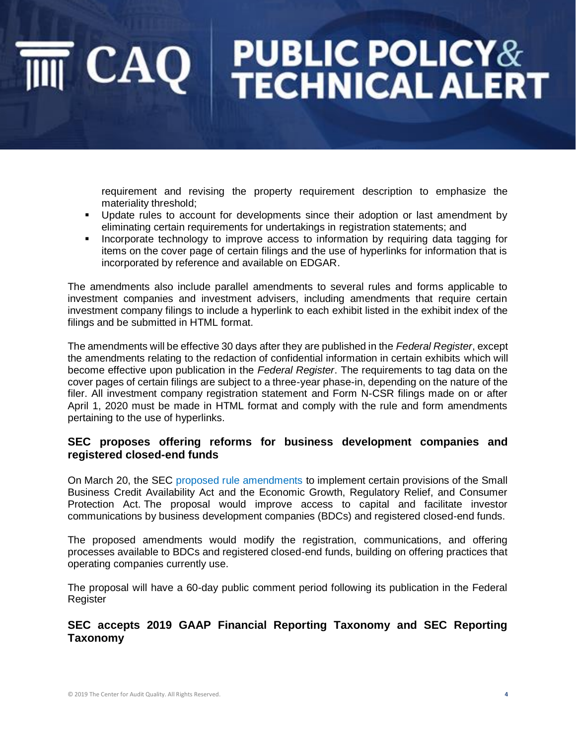requirement and revising the property requirement description to emphasize the materiality threshold;

- Update rules to account for developments since their adoption or last amendment by eliminating certain requirements for undertakings in registration statements; and
- Incorporate technology to improve access to information by requiring data tagging for items on the cover page of certain filings and the use of hyperlinks for information that is incorporated by reference and available on EDGAR.

The amendments also include parallel amendments to several rules and forms applicable to investment companies and investment advisers, including amendments that require certain investment company filings to include a hyperlink to each exhibit listed in the exhibit index of the filings and be submitted in HTML format.

The amendments will be effective 30 days after they are published in the *Federal Register*, except the amendments relating to the redaction of confidential information in certain exhibits which will become effective upon publication in the *Federal Register*. The requirements to tag data on the cover pages of certain filings are subject to a three-year phase-in, depending on the nature of the filer. All investment company registration statement and Form N-CSR filings made on or after April 1, 2020 must be made in HTML format and comply with the rule and form amendments pertaining to the use of hyperlinks.

### SEC proposes offering reforms for business development companies and registered closed-end funds

On March 20, the SEC proposed rule amendments to implement certain provisions of the Small Business Credit Availability Act and the Economic Growth, Regulatory Relief, and Consumer Protection Act. The proposal would improve access to capital and facilitate investor communications by business development companies (BDCs) and registered closed-end funds.

The proposed amendments would modify the registration, communications, and offering processes available to BDCs and registered closed-end funds, building on offering practices that operating companies currently use.

The proposal will have a 60-day public comment period following its publication in the Federal Register

### SEC accepts 2019 GAAP Financial Reporting Taxonomy and SEC Reporting Taxonomy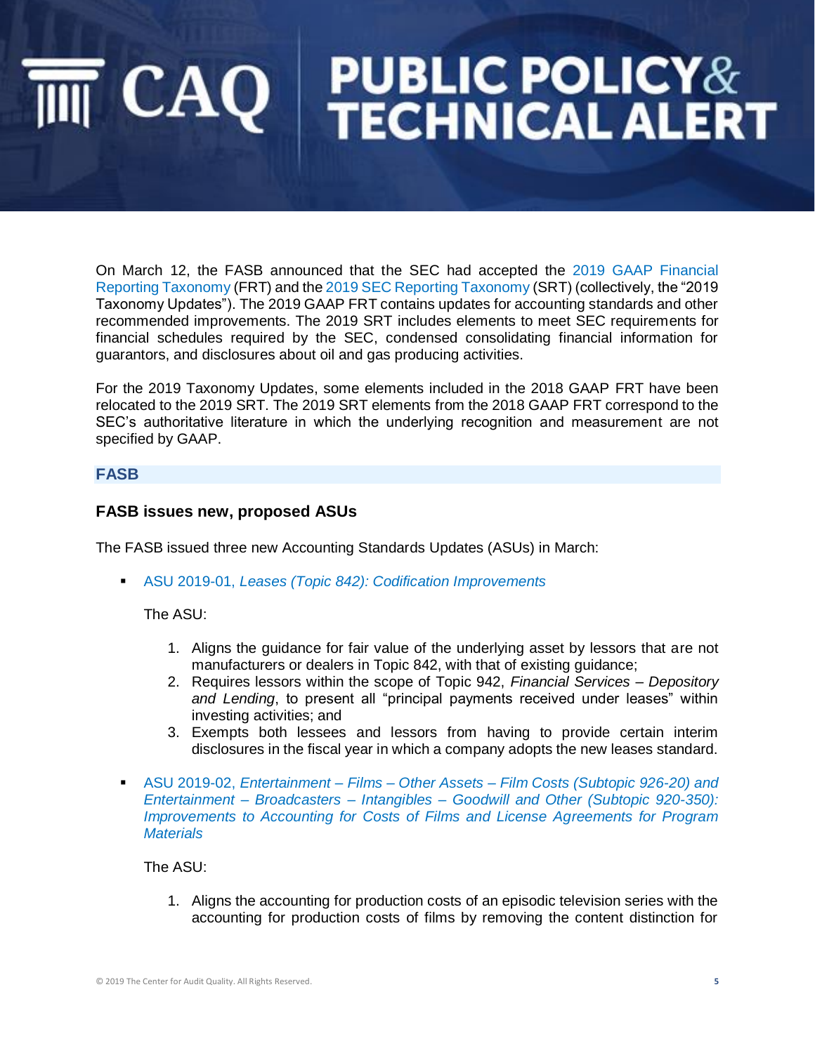On March 12, the FASB announced that the SEC had accepted the 2019 GAAP Financial Reporting Taxonomy (FRT) and the 2019 SEC Reporting Taxonomy (SRT) (collectively, the "2019 Taxonomy Updates"). The 2019 GAAP FRT contains updates for accounting standards and other recommended improvements. The 2019 SRT includes elements to meet SEC requirements for financial schedules required by the SEC, condensed consolidating financial information for guarantors, and disclosures about oil and gas producing activities.

For the 2019 Taxonomy Updates, some elements included in the 2018 GAAP FRT have been relocated to the 2019 SRT. The 2019 SRT elements from the 2018 GAAP FRT correspond to the SEC's authoritative literature in which the underlying recognition and measurement are not specified by GAAP.

## FASB

### FASB issues new, proposed ASUs

The FASB issued three new Accounting Standards Updates (ASUs) in March:

- ASU 2019-01, *Leases (Topic 842): Codification Improvements*

  The ASU:

  1. Aligns the guidance for fair value of the underlying asset by lessors that are not manufacturers or dealers in Topic 842, with that of existing guidance;
  2. Requires lessors within the scope of Topic 942, *Financial Services – Depository and Lending*, to present all "principal payments received under leases" within investing activities; and
  3. Exempts both lessees and lessors from having to provide certain interim disclosures in the fiscal year in which a company adopts the new leases standard.

- ASU 2019-02, *Entertainment – Films – Other Assets – Film Costs (Subtopic 926-20) and Entertainment – Broadcasters – Intangibles – Goodwill and Other (Subtopic 920-350): Improvements to Accounting for Costs of Films and License Agreements for Program Materials*

  The ASU:

  1. Aligns the accounting for production costs of an episodic television series with the accounting for production costs of films by removing the content distinction for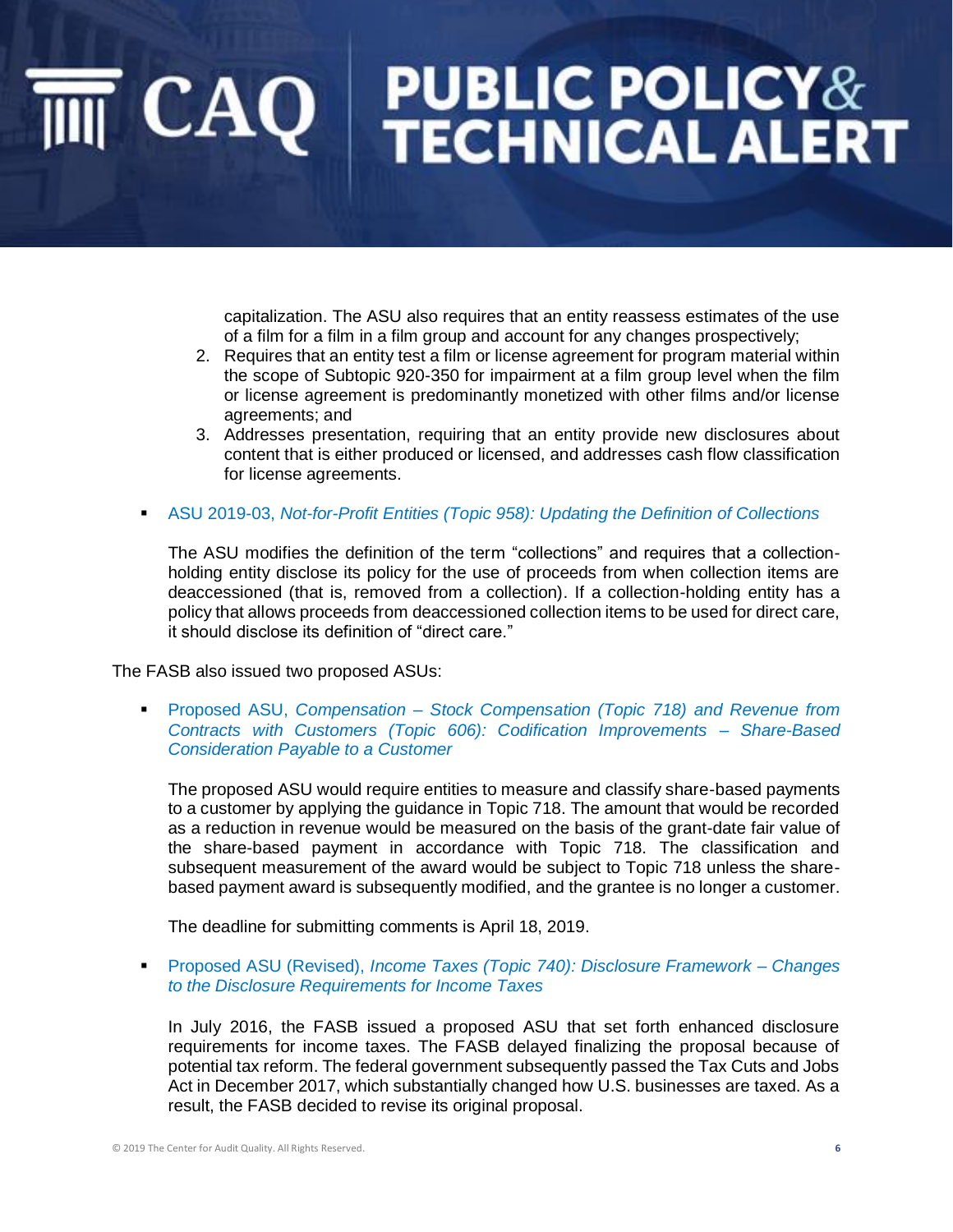capitalization. The ASU also requires that an entity reassess estimates of the use of a film for a film in a film group and account for any changes prospectively;

2. Requires that an entity test a film or license agreement for program material within the scope of Subtopic 920-350 for impairment at a film group level when the film or license agreement is predominantly monetized with other films and/or license agreements; and
3. Addresses presentation, requiring that an entity provide new disclosures about content that is either produced or licensed, and addresses cash flow classification for license agreements.

- ASU 2019-03, *Not-for-Profit Entities (Topic 958): Updating the Definition of Collections*

  The ASU modifies the definition of the term "collections" and requires that a collection-holding entity disclose its policy for the use of proceeds from when collection items are deaccessioned (that is, removed from a collection). If a collection-holding entity has a policy that allows proceeds from deaccessioned collection items to be used for direct care, it should disclose its definition of "direct care."

The FASB also issued two proposed ASUs:

- Proposed ASU, *Compensation – Stock Compensation (Topic 718) and Revenue from Contracts with Customers (Topic 606): Codification Improvements – Share-Based Consideration Payable to a Customer*

  The proposed ASU would require entities to measure and classify share-based payments to a customer by applying the guidance in Topic 718. The amount that would be recorded as a reduction in revenue would be measured on the basis of the grant-date fair value of the share-based payment in accordance with Topic 718. The classification and subsequent measurement of the award would be subject to Topic 718 unless the share-based payment award is subsequently modified, and the grantee is no longer a customer.

  The deadline for submitting comments is April 18, 2019.

- Proposed ASU (Revised), *Income Taxes (Topic 740): Disclosure Framework – Changes to the Disclosure Requirements for Income Taxes*

  In July 2016, the FASB issued a proposed ASU that set forth enhanced disclosure requirements for income taxes. The FASB delayed finalizing the proposal because of potential tax reform. The federal government subsequently passed the Tax Cuts and Jobs Act in December 2017, which substantially changed how U.S. businesses are taxed. As a result, the FASB decided to revise its original proposal.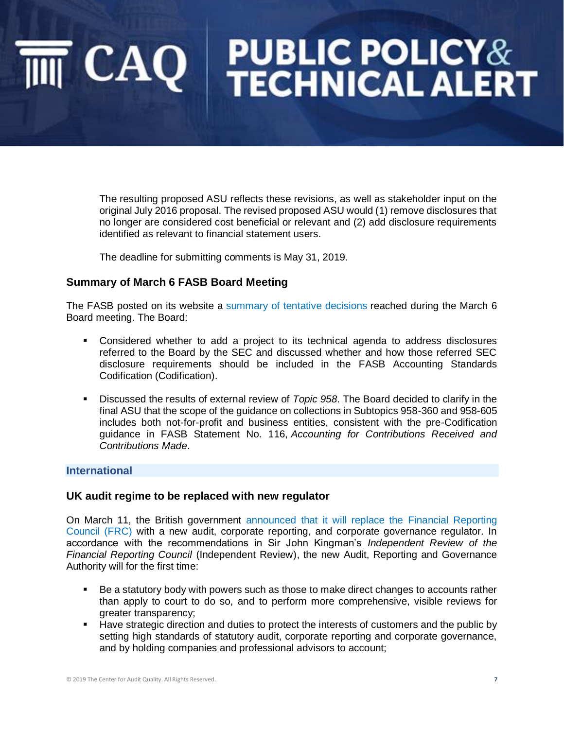The resulting proposed ASU reflects these revisions, as well as stakeholder input on the original July 2016 proposal. The revised proposed ASU would (1) remove disclosures that no longer are considered cost beneficial or relevant and (2) add disclosure requirements identified as relevant to financial statement users.

The deadline for submitting comments is May 31, 2019.

### Summary of March 6 FASB Board Meeting

The FASB posted on its website a summary of tentative decisions reached during the March 6 Board meeting. The Board:

- Considered whether to add a project to its technical agenda to address disclosures referred to the Board by the SEC and discussed whether and how those referred SEC disclosure requirements should be included in the FASB Accounting Standards Codification (Codification).

- Discussed the results of external review of *Topic 958*. The Board decided to clarify in the final ASU that the scope of the guidance on collections in Subtopics 958-360 and 958-605 includes both not-for-profit and business entities, consistent with the pre-Codification guidance in FASB Statement No. 116, *Accounting for Contributions Received and Contributions Made*.

## International

### UK audit regime to be replaced with new regulator

On March 11, the British government announced that it will replace the Financial Reporting Council (FRC) with a new audit, corporate reporting, and corporate governance regulator. In accordance with the recommendations in Sir John Kingman's *Independent Review of the Financial Reporting Council* (Independent Review), the new Audit, Reporting and Governance Authority will for the first time:

- Be a statutory body with powers such as those to make direct changes to accounts rather than apply to court to do so, and to perform more comprehensive, visible reviews for greater transparency;
- Have strategic direction and duties to protect the interests of customers and the public by setting high standards of statutory audit, corporate reporting and corporate governance, and by holding companies and professional advisors to account;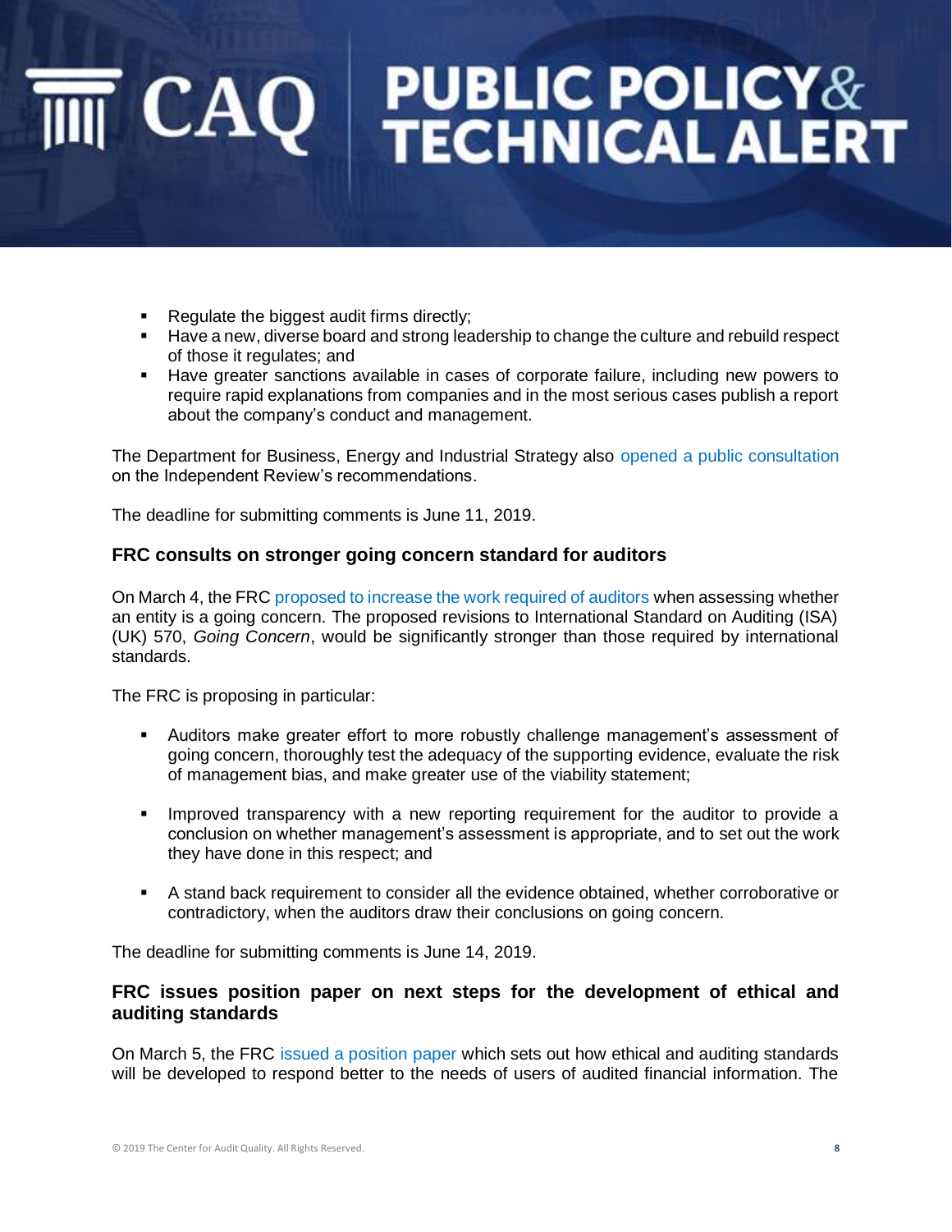- Regulate the biggest audit firms directly;
- Have a new, diverse board and strong leadership to change the culture and rebuild respect of those it regulates; and
- Have greater sanctions available in cases of corporate failure, including new powers to require rapid explanations from companies and in the most serious cases publish a report about the company's conduct and management.

The Department for Business, Energy and Industrial Strategy also opened a public consultation on the Independent Review's recommendations.

The deadline for submitting comments is June 11, 2019.

### FRC consults on stronger going concern standard for auditors

On March 4, the FRC proposed to increase the work required of auditors when assessing whether an entity is a going concern. The proposed revisions to International Standard on Auditing (ISA) (UK) 570, *Going Concern*, would be significantly stronger than those required by international standards.

The FRC is proposing in particular:

- Auditors make greater effort to more robustly challenge management's assessment of going concern, thoroughly test the adequacy of the supporting evidence, evaluate the risk of management bias, and make greater use of the viability statement;
- Improved transparency with a new reporting requirement for the auditor to provide a conclusion on whether management's assessment is appropriate, and to set out the work they have done in this respect; and
- A stand back requirement to consider all the evidence obtained, whether corroborative or contradictory, when the auditors draw their conclusions on going concern.

The deadline for submitting comments is June 14, 2019.

### FRC issues position paper on next steps for the development of ethical and auditing standards

On March 5, the FRC issued a position paper which sets out how ethical and auditing standards will be developed to respond better to the needs of users of audited financial information. The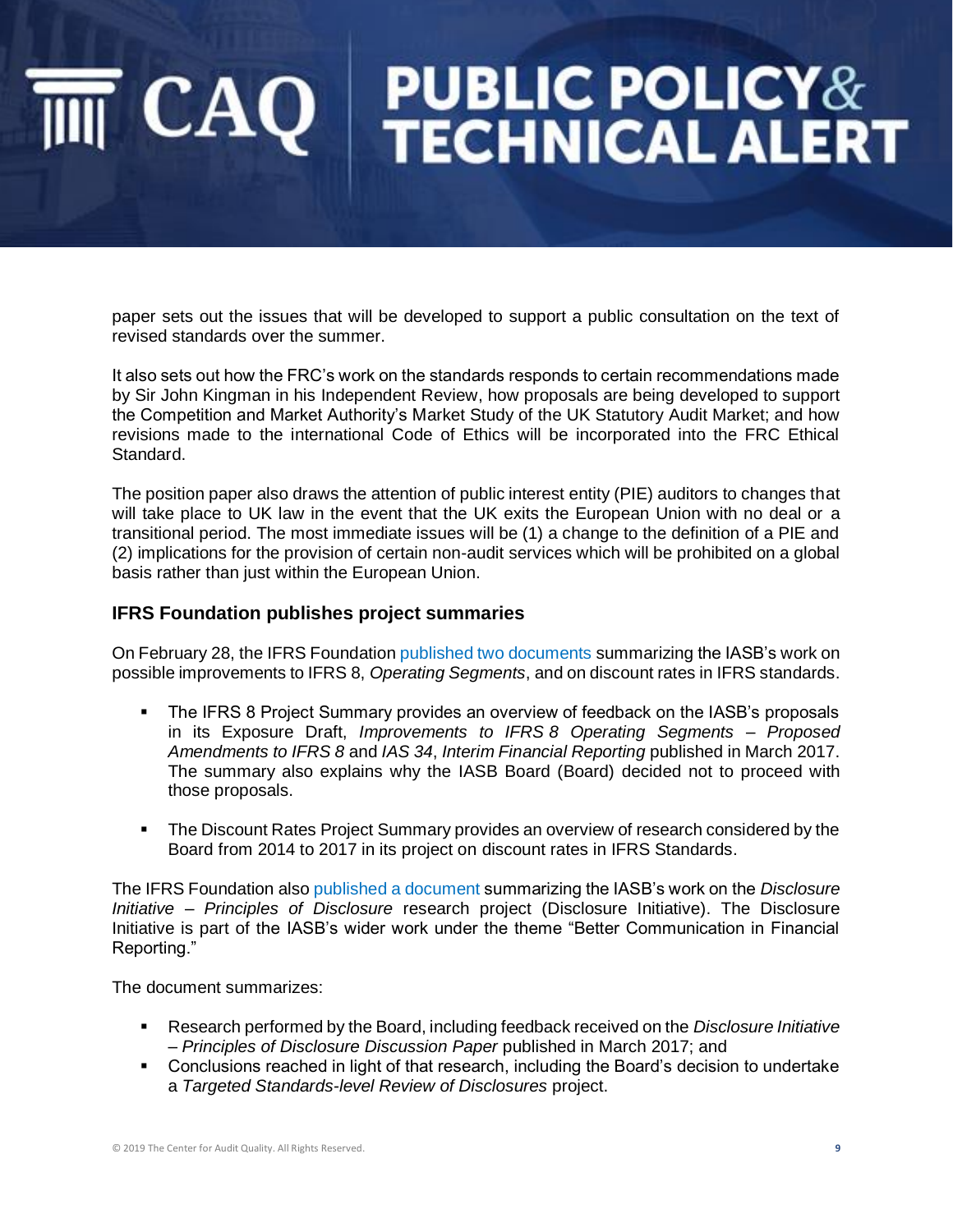paper sets out the issues that will be developed to support a public consultation on the text of revised standards over the summer.

It also sets out how the FRC's work on the standards responds to certain recommendations made by Sir John Kingman in his Independent Review, how proposals are being developed to support the Competition and Market Authority's Market Study of the UK Statutory Audit Market; and how revisions made to the international Code of Ethics will be incorporated into the FRC Ethical Standard.

The position paper also draws the attention of public interest entity (PIE) auditors to changes that will take place to UK law in the event that the UK exits the European Union with no deal or a transitional period. The most immediate issues will be (1) a change to the definition of a PIE and (2) implications for the provision of certain non-audit services which will be prohibited on a global basis rather than just within the European Union.

### IFRS Foundation publishes project summaries

On February 28, the IFRS Foundation published two documents summarizing the IASB's work on possible improvements to IFRS 8, *Operating Segments*, and on discount rates in IFRS standards.

- The IFRS 8 Project Summary provides an overview of feedback on the IASB's proposals in its Exposure Draft, *Improvements to IFRS 8 Operating Segments – Proposed Amendments to IFRS 8* and *IAS 34*, *Interim Financial Reporting* published in March 2017. The summary also explains why the IASB Board (Board) decided not to proceed with those proposals.

- The Discount Rates Project Summary provides an overview of research considered by the Board from 2014 to 2017 in its project on discount rates in IFRS Standards.

The IFRS Foundation also published a document summarizing the IASB's work on the *Disclosure Initiative – Principles of Disclosure* research project (Disclosure Initiative). The Disclosure Initiative is part of the IASB's wider work under the theme "Better Communication in Financial Reporting."

The document summarizes:

- Research performed by the Board, including feedback received on the *Disclosure Initiative – Principles of Disclosure Discussion Paper* published in March 2017; and
- Conclusions reached in light of that research, including the Board's decision to undertake a *Targeted Standards-level Review of Disclosures* project.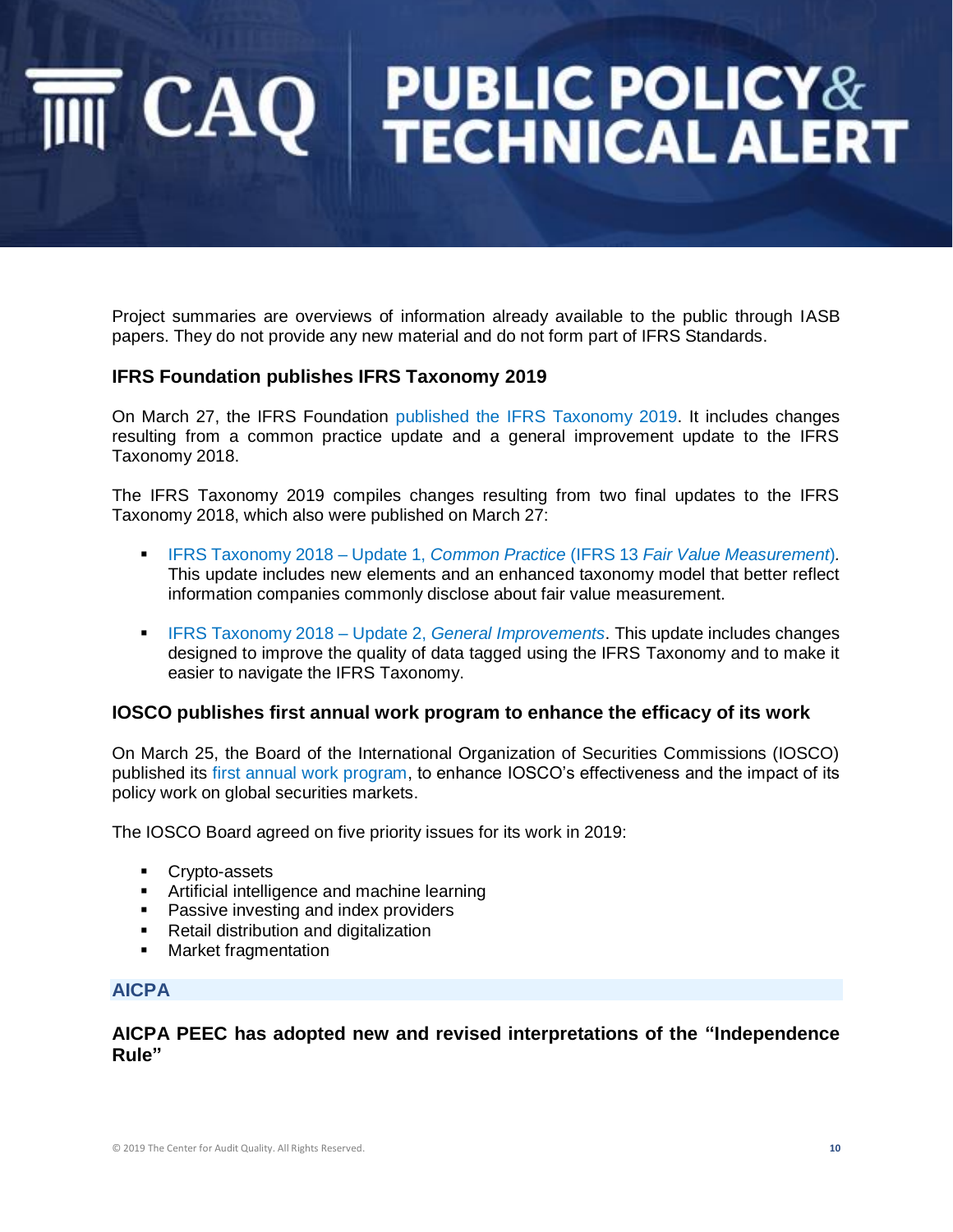Project summaries are overviews of information already available to the public through IASB papers. They do not provide any new material and do not form part of IFRS Standards.

### IFRS Foundation publishes IFRS Taxonomy 2019

On March 27, the IFRS Foundation published the IFRS Taxonomy 2019. It includes changes resulting from a common practice update and a general improvement update to the IFRS Taxonomy 2018.

The IFRS Taxonomy 2019 compiles changes resulting from two final updates to the IFRS Taxonomy 2018, which also were published on March 27:

- IFRS Taxonomy 2018 – Update 1, *Common Practice* (IFRS 13 *Fair Value Measurement*). This update includes new elements and an enhanced taxonomy model that better reflect information companies commonly disclose about fair value measurement.
- IFRS Taxonomy 2018 – Update 2, *General Improvements*. This update includes changes designed to improve the quality of data tagged using the IFRS Taxonomy and to make it easier to navigate the IFRS Taxonomy.

### IOSCO publishes first annual work program to enhance the efficacy of its work

On March 25, the Board of the International Organization of Securities Commissions (IOSCO) published its first annual work program, to enhance IOSCO's effectiveness and the impact of its policy work on global securities markets.

The IOSCO Board agreed on five priority issues for its work in 2019:

- Crypto-assets
- Artificial intelligence and machine learning
- Passive investing and index providers
- Retail distribution and digitalization
- Market fragmentation

## AICPA

### AICPA PEEC has adopted new and revised interpretations of the "Independence Rule"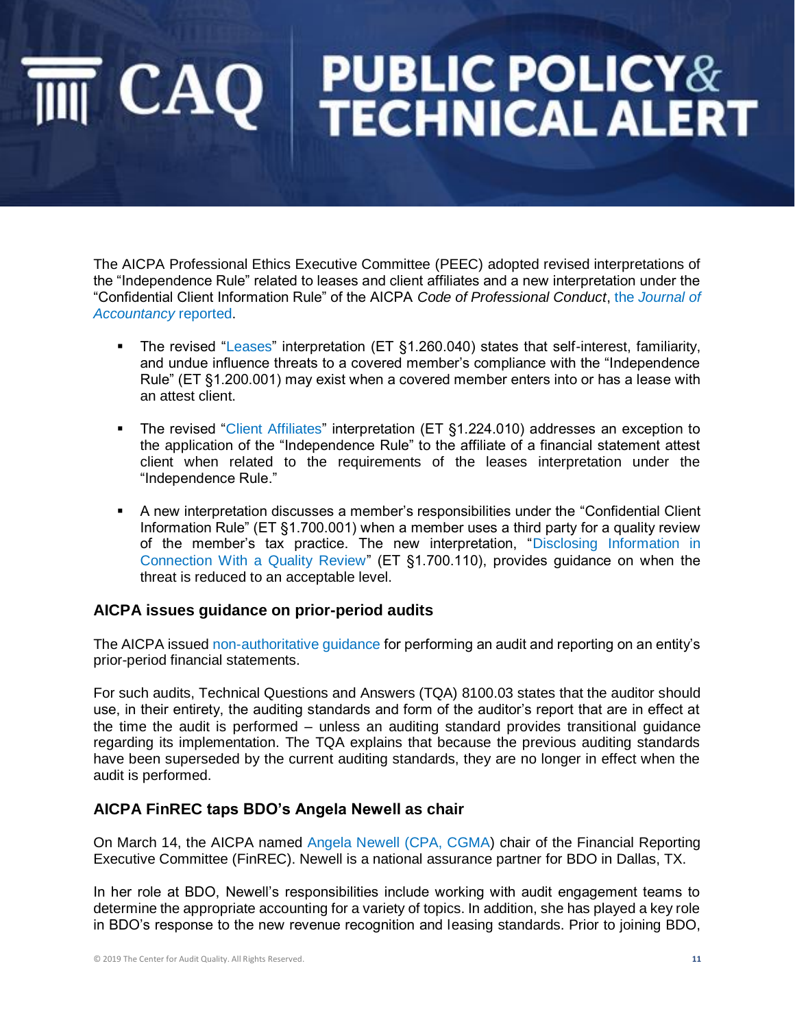The AICPA Professional Ethics Executive Committee (PEEC) adopted revised interpretations of the "Independence Rule" related to leases and client affiliates and a new interpretation under the "Confidential Client Information Rule" of the AICPA *Code of Professional Conduct*, the *Journal of Accountancy* reported.

- The revised "Leases" interpretation (ET §1.260.040) states that self-interest, familiarity, and undue influence threats to a covered member's compliance with the "Independence Rule" (ET §1.200.001) may exist when a covered member enters into or has a lease with an attest client.

- The revised "Client Affiliates" interpretation (ET §1.224.010) addresses an exception to the application of the "Independence Rule" to the affiliate of a financial statement attest client when related to the requirements of the leases interpretation under the "Independence Rule."

- A new interpretation discusses a member's responsibilities under the "Confidential Client Information Rule" (ET §1.700.001) when a member uses a third party for a quality review of the member's tax practice. The new interpretation, "Disclosing Information in Connection With a Quality Review" (ET §1.700.110), provides guidance on when the threat is reduced to an acceptable level.

### AICPA issues guidance on prior-period audits

The AICPA issued non-authoritative guidance for performing an audit and reporting on an entity's prior-period financial statements.

For such audits, Technical Questions and Answers (TQA) 8100.03 states that the auditor should use, in their entirety, the auditing standards and form of the auditor's report that are in effect at the time the audit is performed – unless an auditing standard provides transitional guidance regarding its implementation. The TQA explains that because the previous auditing standards have been superseded by the current auditing standards, they are no longer in effect when the audit is performed.

### AICPA FinREC taps BDO's Angela Newell as chair

On March 14, the AICPA named Angela Newell (CPA, CGMA) chair of the Financial Reporting Executive Committee (FinREC). Newell is a national assurance partner for BDO in Dallas, TX.

In her role at BDO, Newell's responsibilities include working with audit engagement teams to determine the appropriate accounting for a variety of topics. In addition, she has played a key role in BDO's response to the new revenue recognition and leasing standards. Prior to joining BDO,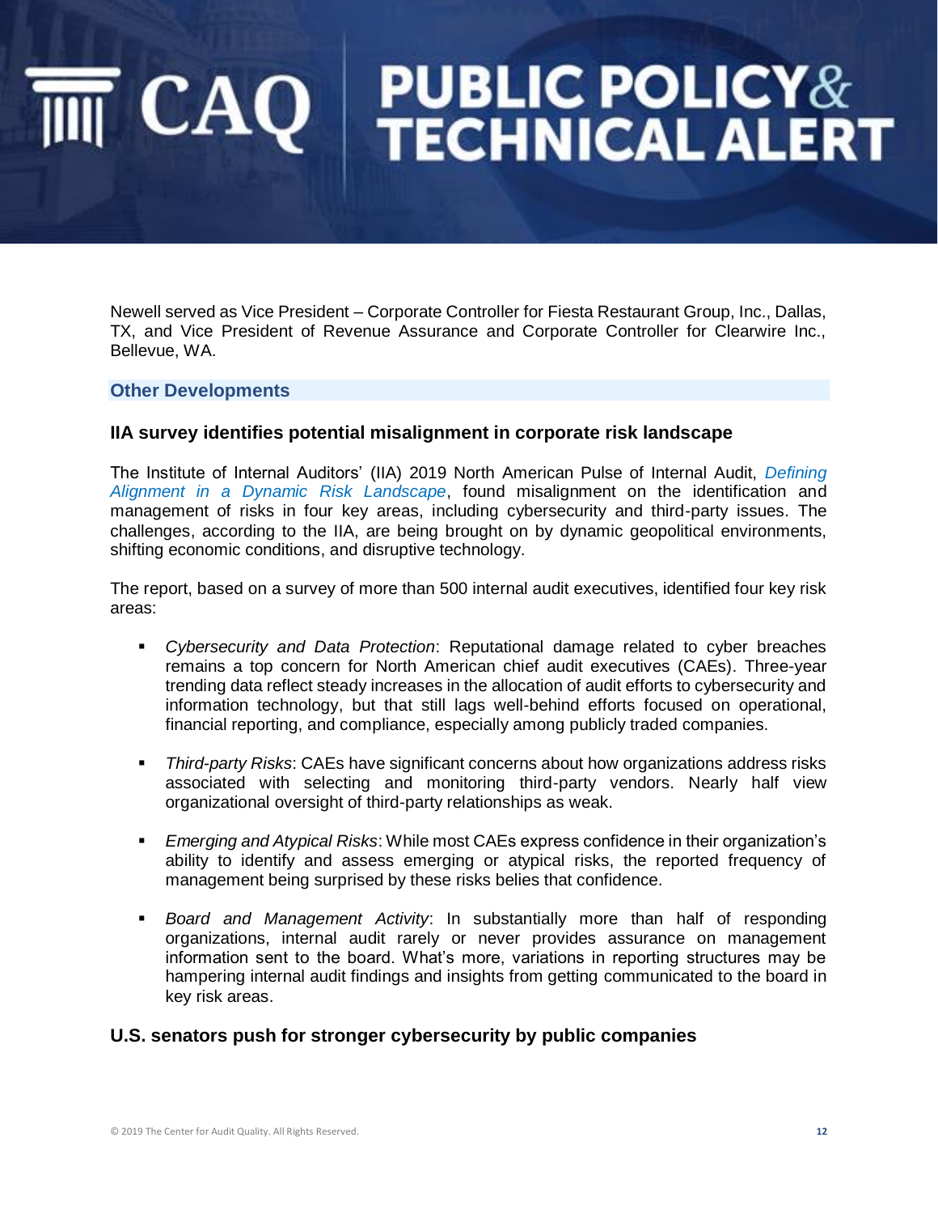Newell served as Vice President – Corporate Controller for Fiesta Restaurant Group, Inc., Dallas, TX, and Vice President of Revenue Assurance and Corporate Controller for Clearwire Inc., Bellevue, WA.

## Other Developments

### IIA survey identifies potential misalignment in corporate risk landscape

The Institute of Internal Auditors' (IIA) 2019 North American Pulse of Internal Audit, *Defining Alignment in a Dynamic Risk Landscape*, found misalignment on the identification and management of risks in four key areas, including cybersecurity and third-party issues. The challenges, according to the IIA, are being brought on by dynamic geopolitical environments, shifting economic conditions, and disruptive technology.

The report, based on a survey of more than 500 internal audit executives, identified four key risk areas:

- *Cybersecurity and Data Protection*: Reputational damage related to cyber breaches remains a top concern for North American chief audit executives (CAEs). Three-year trending data reflect steady increases in the allocation of audit efforts to cybersecurity and information technology, but that still lags well-behind efforts focused on operational, financial reporting, and compliance, especially among publicly traded companies.

- *Third-party Risks*: CAEs have significant concerns about how organizations address risks associated with selecting and monitoring third-party vendors. Nearly half view organizational oversight of third-party relationships as weak.

- *Emerging and Atypical Risks*: While most CAEs express confidence in their organization's ability to identify and assess emerging or atypical risks, the reported frequency of management being surprised by these risks belies that confidence.

- *Board and Management Activity*: In substantially more than half of responding organizations, internal audit rarely or never provides assurance on management information sent to the board. What's more, variations in reporting structures may be hampering internal audit findings and insights from getting communicated to the board in key risk areas.

### U.S. senators push for stronger cybersecurity by public companies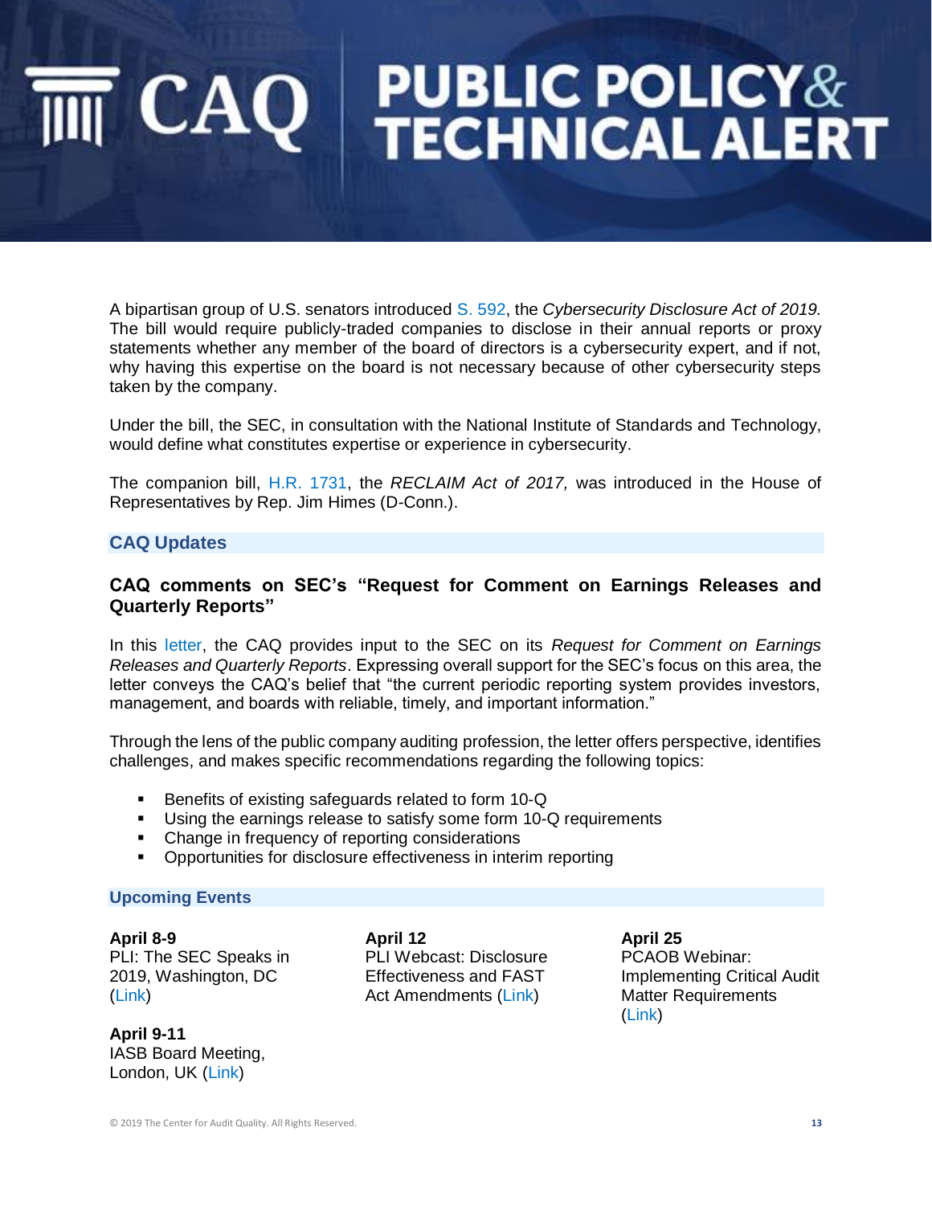A bipartisan group of U.S. senators introduced S. 592, the *Cybersecurity Disclosure Act of 2019.* The bill would require publicly-traded companies to disclose in their annual reports or proxy statements whether any member of the board of directors is a cybersecurity expert, and if not, why having this expertise on the board is not necessary because of other cybersecurity steps taken by the company.

Under the bill, the SEC, in consultation with the National Institute of Standards and Technology, would define what constitutes expertise or experience in cybersecurity.

The companion bill, H.R. 1731, the *RECLAIM Act of 2017,* was introduced in the House of Representatives by Rep. Jim Himes (D-Conn.).

## CAQ Updates

### CAQ comments on SEC's "Request for Comment on Earnings Releases and Quarterly Reports"

In this letter, the CAQ provides input to the SEC on its *Request for Comment on Earnings Releases and Quarterly Reports*. Expressing overall support for the SEC's focus on this area, the letter conveys the CAQ's belief that "the current periodic reporting system provides investors, management, and boards with reliable, timely, and important information."

Through the lens of the public company auditing profession, the letter offers perspective, identifies challenges, and makes specific recommendations regarding the following topics:

- Benefits of existing safeguards related to form 10-Q
- Using the earnings release to satisfy some form 10-Q requirements
- Change in frequency of reporting considerations
- Opportunities for disclosure effectiveness in interim reporting

## Upcoming Events

**April 8-9**
PLI: The SEC Speaks in 2019, Washington, DC (Link)

**April 9-11**
IASB Board Meeting, London, UK (Link)

**April 12**
PLI Webcast: Disclosure Effectiveness and FAST Act Amendments (Link)

**April 25**
PCAOB Webinar: Implementing Critical Audit Matter Requirements (Link)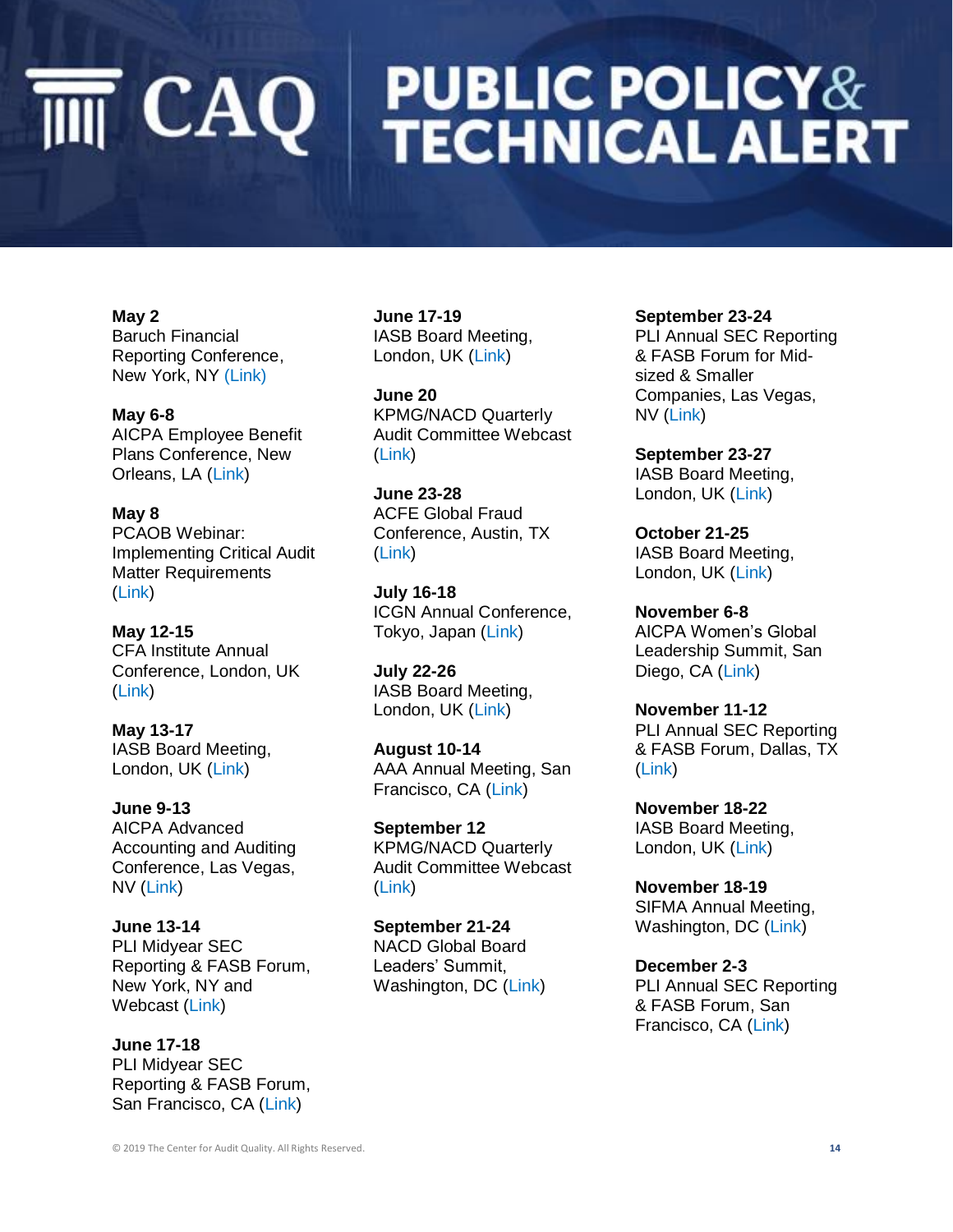**May 2**
Baruch Financial Reporting Conference, New York, NY (Link)

**May 6-8**
AICPA Employee Benefit Plans Conference, New Orleans, LA (Link)

**May 8**
PCAOB Webinar: Implementing Critical Audit Matter Requirements (Link)

**May 12-15**
CFA Institute Annual Conference, London, UK (Link)

**May 13-17**
IASB Board Meeting, London, UK (Link)

**June 9-13**
AICPA Advanced Accounting and Auditing Conference, Las Vegas, NV (Link)

**June 13-14**
PLI Midyear SEC Reporting & FASB Forum, New York, NY and Webcast (Link)

**June 17-18**
PLI Midyear SEC Reporting & FASB Forum, San Francisco, CA (Link)

**June 17-19**
IASB Board Meeting, London, UK (Link)

**June 20**
KPMG/NACD Quarterly Audit Committee Webcast (Link)

**June 23-28**
ACFE Global Fraud Conference, Austin, TX (Link)

**July 16-18**
ICGN Annual Conference, Tokyo, Japan (Link)

**July 22-26**
IASB Board Meeting, London, UK (Link)

**August 10-14**
AAA Annual Meeting, San Francisco, CA (Link)

**September 12**
KPMG/NACD Quarterly Audit Committee Webcast (Link)

**September 21-24**
NACD Global Board Leaders' Summit, Washington, DC (Link)

**September 23-24**
PLI Annual SEC Reporting & FASB Forum for Mid-sized & Smaller Companies, Las Vegas, NV (Link)

**September 23-27**
IASB Board Meeting, London, UK (Link)

**October 21-25**
IASB Board Meeting, London, UK (Link)

**November 6-8**
AICPA Women's Global Leadership Summit, San Diego, CA (Link)

**November 11-12**
PLI Annual SEC Reporting & FASB Forum, Dallas, TX (Link)

**November 18-22**
IASB Board Meeting, London, UK (Link)

**November 18-19**
SIFMA Annual Meeting, Washington, DC (Link)

**December 2-3**
PLI Annual SEC Reporting & FASB Forum, San Francisco, CA (Link)

© 2019 The Center for Audit Quality. All Rights Reserved.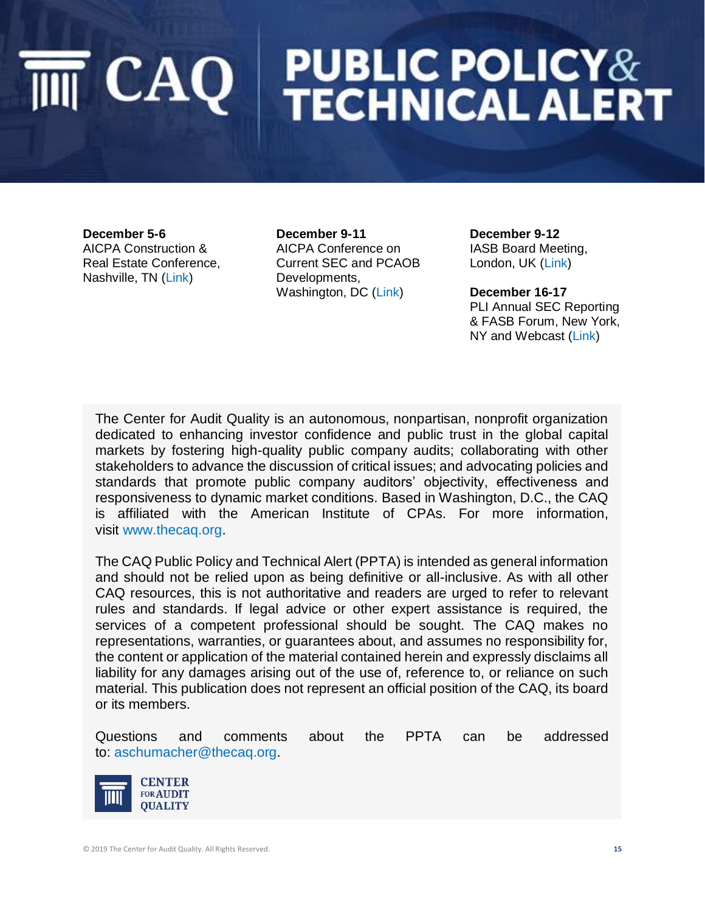**December 5-6**
AICPA Construction & Real Estate Conference, Nashville, TN (Link)

**December 9-11**
AICPA Conference on Current SEC and PCAOB Developments, Washington, DC (Link)

**December 9-12**
IASB Board Meeting, London, UK (Link)

**December 16-17**
PLI Annual SEC Reporting & FASB Forum, New York, NY and Webcast (Link)

The Center for Audit Quality is an autonomous, nonpartisan, nonprofit organization dedicated to enhancing investor confidence and public trust in the global capital markets by fostering high-quality public company audits; collaborating with other stakeholders to advance the discussion of critical issues; and advocating policies and standards that promote public company auditors' objectivity, effectiveness and responsiveness to dynamic market conditions. Based in Washington, D.C., the CAQ is affiliated with the American Institute of CPAs. For more information, visit www.thecaq.org.

The CAQ Public Policy and Technical Alert (PPTA) is intended as general information and should not be relied upon as being definitive or all-inclusive. As with all other CAQ resources, this is not authoritative and readers are urged to refer to relevant rules and standards. If legal advice or other expert assistance is required, the services of a competent professional should be sought. The CAQ makes no representations, warranties, or guarantees about, and assumes no responsibility for, the content or application of the material contained herein and expressly disclaims all liability for any damages arising out of the use of, reference to, or reliance on such material. This publication does not represent an official position of the CAQ, its board or its members.

Questions and comments about the PPTA can be addressed to: aschumacher@thecaq.org.

CENTER FOR AUDIT QUALITY

© 2019 The Center for Audit Quality. All Rights Reserved.